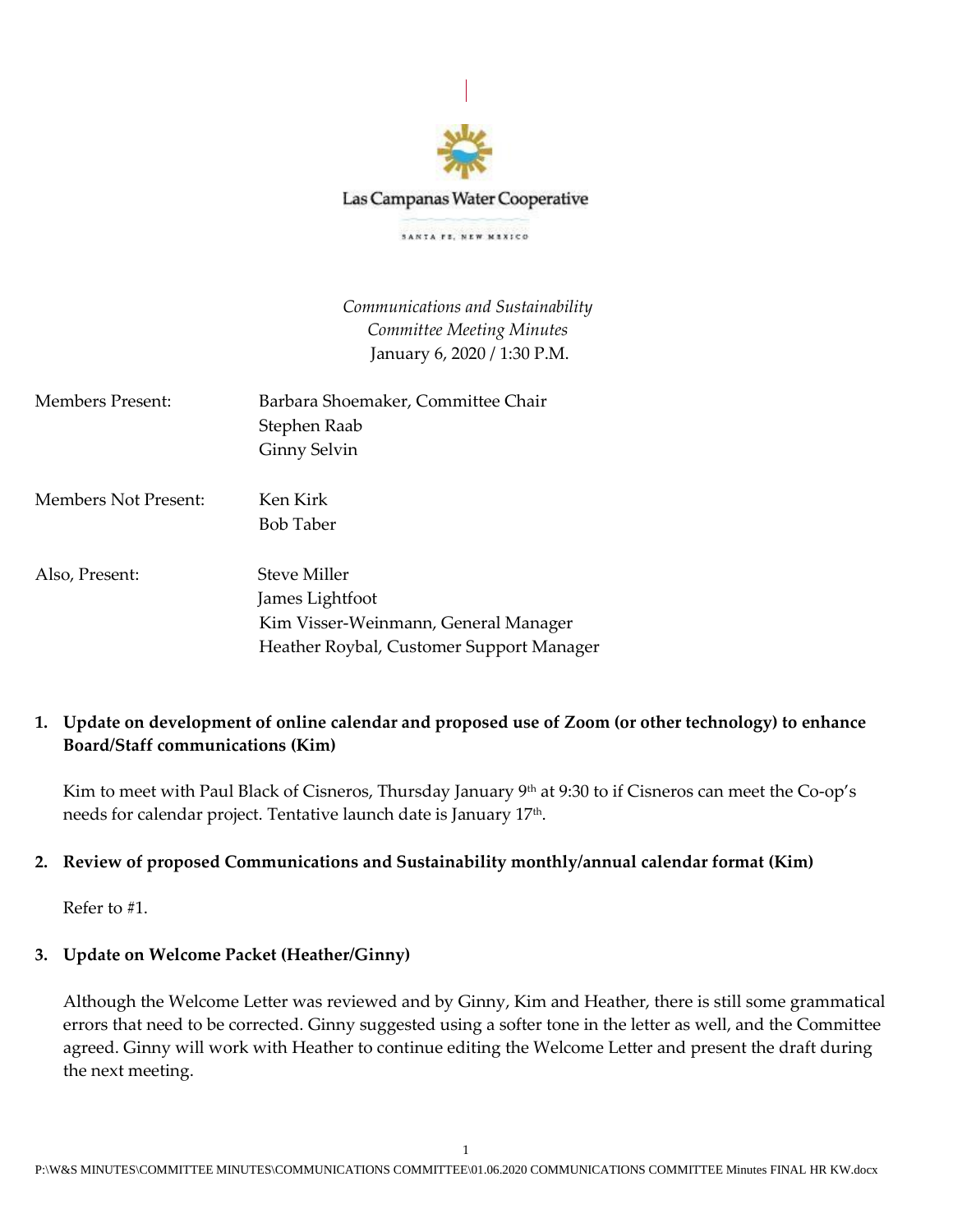Las Campanas Water Cooperative

SANTA FE, NEW MEXICO

*Communications and Sustainability*
*Committee Meeting Minutes*
January 6, 2020 / 1:30 P.M.

| | |
|---|---|
| Members Present: | Barbara Shoemaker, Committee Chair<br>Stephen Raab<br>Ginny Selvin |
| Members Not Present: | Ken Kirk<br>Bob Taber |
| Also, Present: | Steve Miller<br>James Lightfoot<br>Kim Visser-Weinmann, General Manager<br>Heather Roybal, Customer Support Manager |

1. **Update on development of online calendar and proposed use of Zoom (or other technology) to enhance Board/Staff communications (Kim)**

   Kim to meet with Paul Black of Cisneros, Thursday January 9th at 9:30 to if Cisneros can meet the Co-op's needs for calendar project. Tentative launch date is January 17th.

2. **Review of proposed Communications and Sustainability monthly/annual calendar format (Kim)**

   Refer to #1.

3. **Update on Welcome Packet (Heather/Ginny)**

   Although the Welcome Letter was reviewed and by Ginny, Kim and Heather, there is still some grammatical errors that need to be corrected. Ginny suggested using a softer tone in the letter as well, and the Committee agreed. Ginny will work with Heather to continue editing the Welcome Letter and present the draft during the next meeting.

P:\W&S MINUTES\COMMITTEE MINUTES\COMMUNICATIONS COMMITTEE\01.06.2020 COMMUNICATIONS COMMITTEE Minutes FINAL HR KW.docx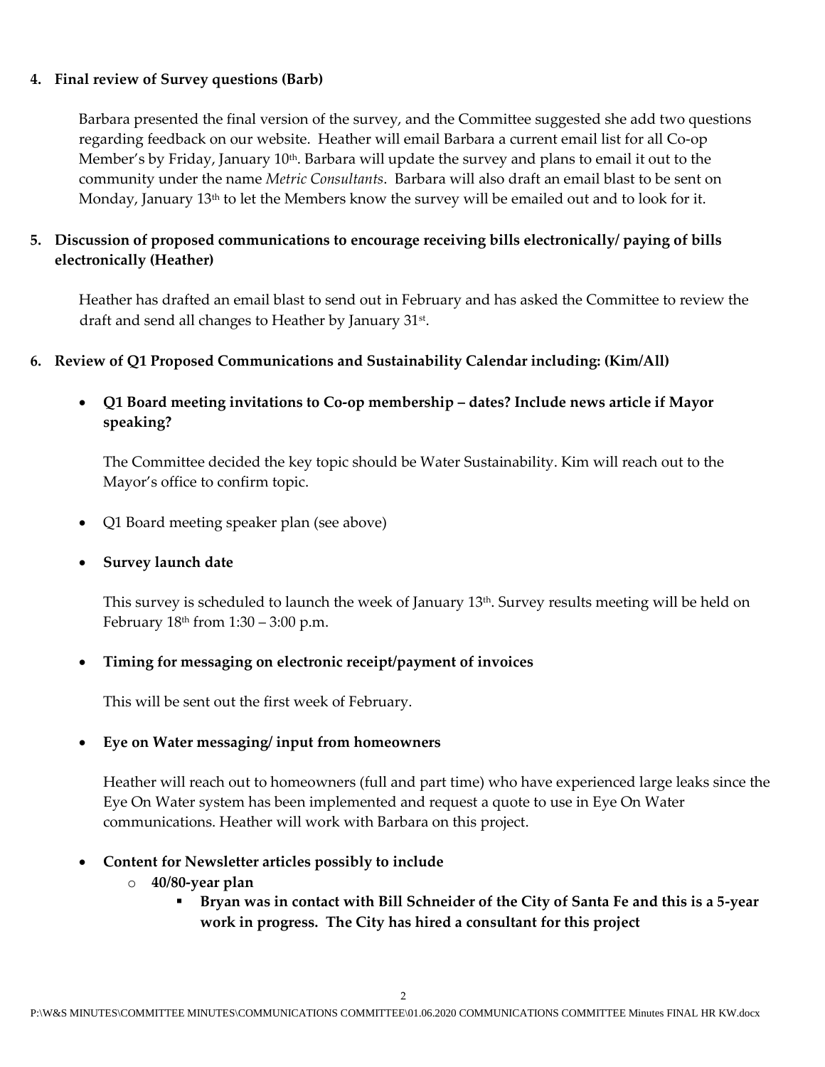**4. Final review of Survey questions (Barb)**

Barbara presented the final version of the survey, and the Committee suggested she add two questions regarding feedback on our website. Heather will email Barbara a current email list for all Co-op Member's by Friday, January 10th. Barbara will update the survey and plans to email it out to the community under the name *Metric Consultants*. Barbara will also draft an email blast to be sent on Monday, January 13th to let the Members know the survey will be emailed out and to look for it.

**5. Discussion of proposed communications to encourage receiving bills electronically/ paying of bills electronically (Heather)**

Heather has drafted an email blast to send out in February and has asked the Committee to review the draft and send all changes to Heather by January 31st.

**6. Review of Q1 Proposed Communications and Sustainability Calendar including: (Kim/All)**

- **Q1 Board meeting invitations to Co-op membership – dates? Include news article if Mayor speaking?**

  The Committee decided the key topic should be Water Sustainability. Kim will reach out to the Mayor's office to confirm topic.

- Q1 Board meeting speaker plan (see above)

- **Survey launch date**

  This survey is scheduled to launch the week of January 13th. Survey results meeting will be held on February 18th from 1:30 – 3:00 p.m.

- **Timing for messaging on electronic receipt/payment of invoices**

  This will be sent out the first week of February.

- **Eye on Water messaging/ input from homeowners**

  Heather will reach out to homeowners (full and part time) who have experienced large leaks since the Eye On Water system has been implemented and request a quote to use in Eye On Water communications. Heather will work with Barbara on this project.

- **Content for Newsletter articles possibly to include**
  - **40/80-year plan**
    - **Bryan was in contact with Bill Schneider of the City of Santa Fe and this is a 5-year work in progress. The City has hired a consultant for this project**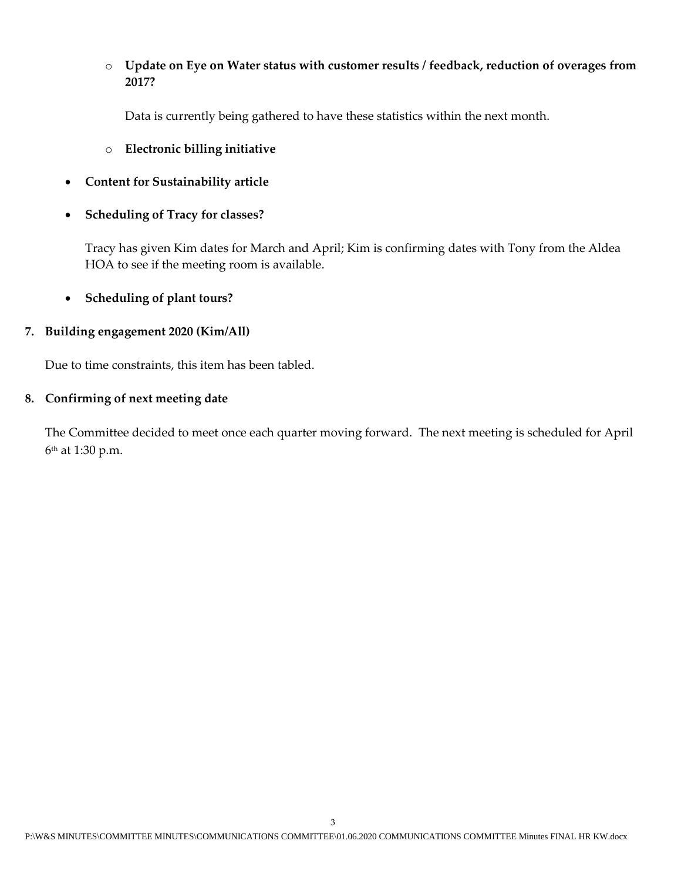- **Update on Eye on Water status with customer results / feedback, reduction of overages from 2017?**

  Data is currently being gathered to have these statistics within the next month.

- **Electronic billing initiative**

- **Content for Sustainability article**

- **Scheduling of Tracy for classes?**

  Tracy has given Kim dates for March and April; Kim is confirming dates with Tony from the Aldea HOA to see if the meeting room is available.

- **Scheduling of plant tours?**

**7. Building engagement 2020 (Kim/All)**

Due to time constraints, this item has been tabled.

**8. Confirming of next meeting date**

The Committee decided to meet once each quarter moving forward. The next meeting is scheduled for April 6th at 1:30 p.m.

P:\W&S MINUTES\COMMITTEE MINUTES\COMMUNICATIONS COMMITTEE\01.06.2020 COMMUNICATIONS COMMITTEE Minutes FINAL HR KW.docx